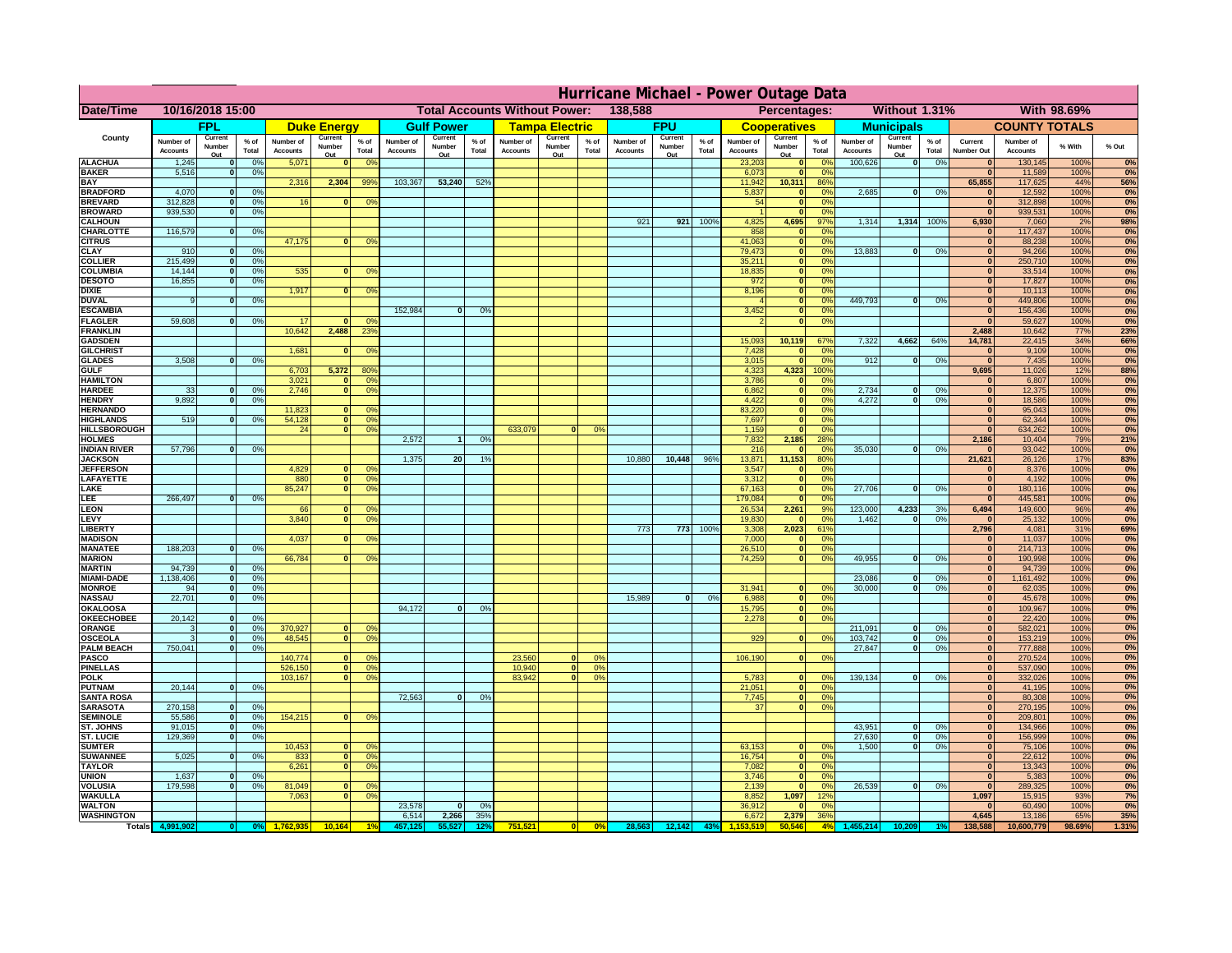# Hurricane Michael - Power Outage Data

**Date/Time:** 10/16/2018 15:00 | **Total Accounts Without Power:** 138,588 | **Percentages:** Without 1.31% | With 98.69%

| County | FPL | | | Duke Energy | | | Gulf Power | | | Tampa Electric | | | FPU | | | Cooperatives | | | Municipals | | | COUNTY TOTALS | | | |
|---|---|---|---|---|---|---|---|---|---|---|---|---|---|---|---|---|---|---|---|---|---|---|---|---|---|
| | Number of Accounts | Current Number Out | % of Total | Number of Accounts | Current Number Out | % of Total | Number of Accounts | Current Number Out | % of Total | Number of Accounts | Current Number Out | % of Total | Number of Accounts | Current Number Out | % of Total | Number of Accounts | Current Number Out | % of Total | Number of Accounts | Current Number Out | % of Total | Current Number Out | Number of Accounts | % With | % Out |
| ALACHUA | 1,245 | 0 | 0% | 5,071 | 0 | 0% | | | | | | | | | | 23,203 | 0 | 0% | 100,626 | 0 | 0% | 0 | 130,145 | 100% | 0% |
| BAKER | 5,516 | 0 | 0% | | | | | | | | | | | | | 6,073 | 0 | 0% | | | | 0 | 11,589 | 100% | 0% |
| BAY | | | | 2,316 | 2,304 | 99% | 103,367 | 53,240 | 52% | | | | | | | 11,942 | 10,311 | 86% | | | | 65,855 | 117,625 | 44% | 56% |
| BRADFORD | 4,070 | 0 | 0% | | | | | | | | | | | | | 5,837 | 0 | 0% | 2,685 | 0 | 0% | 0 | 12,592 | 100% | 0% |
| BREVARD | 312,828 | 0 | 0% | 16 | 0 | 0% | | | | | | | | | | 54 | 0 | 0% | | | | 0 | 312,898 | 100% | 0% |
| BROWARD | 939,530 | 0 | 0% | | | | | | | | | | | | | 1 | 0 | 0% | | | | 0 | 939,531 | 100% | 0% |
| CALHOUN | | | | | | | | | | | | | 921 | 921 | 100% | 4,825 | 4,695 | 97% | 1,314 | 1,314 | 100% | 6,930 | 7,060 | 2% | 98% |
| CHARLOTTE | 116,579 | 0 | 0% | | | | | | | | | | | | | 858 | 0 | 0% | | | | 0 | 117,437 | 100% | 0% |
| CITRUS | | | | 47,175 | 0 | 0% | | | | | | | | | | 41,063 | 0 | 0% | | | | 0 | 88,238 | 100% | 0% |
| CLAY | 910 | 0 | 0% | | | | | | | | | | | | | 79,473 | 0 | 0% | 13,883 | 0 | 0% | 0 | 94,266 | 100% | 0% |
| COLLIER | 215,499 | 0 | 0% | | | | | | | | | | | | | 35,211 | 0 | 0% | | | | 0 | 250,710 | 100% | 0% |
| COLUMBIA | 14,144 | 0 | 0% | 535 | 0 | 0% | | | | | | | | | | 18,835 | 0 | 0% | | | | 0 | 33,514 | 100% | 0% |
| DESOTO | 16,855 | 0 | 0% | | | | | | | | | | | | | 972 | 0 | 0% | | | | 0 | 17,827 | 100% | 0% |
| DIXIE | | | | 1,917 | 0 | 0% | | | | | | | | | | 8,196 | 0 | 0% | | | | 0 | 10,113 | 100% | 0% |
| DUVAL | 9 | 0 | 0% | | | | | | | | | | | | | 4 | 0 | 0% | 449,793 | 0 | 0% | 0 | 449,806 | 100% | 0% |
| ESCAMBIA | | | | | | | 152,984 | 0 | 0% | | | | | | | 3,452 | 0 | 0% | | | | 0 | 156,436 | 100% | 0% |
| FLAGLER | 59,608 | 0 | 0% | 17 | 0 | 0% | | | | | | | | | | 2 | 0 | 0% | | | | 0 | 59,627 | 100% | 0% |
| FRANKLIN | | | | 10,642 | 2,488 | 23% | | | | | | | | | | | | | | | | 2,488 | 10,642 | 77% | 23% |
| GADSDEN | | | | | | | | | | | | | | | | 15,093 | 10,119 | 67% | 7,322 | 4,662 | 64% | 14,781 | 22,415 | 34% | 66% |
| GILCHRIST | | | | 1,681 | 0 | 0% | | | | | | | | | | 7,428 | 0 | 0% | | | | 0 | 9,109 | 100% | 0% |
| GLADES | 3,508 | 0 | 0% | | | | | | | | | | | | | 3,015 | 0 | 0% | 912 | 0 | 0% | 0 | 7,435 | 100% | 0% |
| GULF | | | | 6,703 | 5,372 | 80% | | | | | | | | | | 4,323 | 4,323 | 100% | | | | 9,695 | 11,026 | 12% | 88% |
| HAMILTON | | | | 3,021 | 0 | 0% | | | | | | | | | | 3,786 | 0 | 0% | | | | 0 | 6,807 | 100% | 0% |
| HARDEE | 33 | 0 | 0% | 2,746 | 0 | 0% | | | | | | | | | | 6,862 | 0 | 0% | 2,734 | 0 | 0% | 0 | 12,375 | 100% | 0% |
| HENDRY | 9,892 | 0 | 0% | | | | | | | | | | | | | 4,422 | 0 | 0% | 4,272 | 0 | 0% | 0 | 18,586 | 100% | 0% |
| HERNANDO | | | | 11,823 | 0 | 0% | | | | | | | | | | 83,220 | 0 | 0% | | | | 0 | 95,043 | 100% | 0% |
| HIGHLANDS | 519 | 0 | 0% | 54,128 | 0 | 0% | | | | | | | | | | 7,697 | 0 | 0% | | | | 0 | 62,344 | 100% | 0% |
| HILLSBOROUGH | | | | 24 | 0 | 0% | | | | 633,079 | 0 | 0% | | | | 1,159 | 0 | 0% | | | | 0 | 634,262 | 100% | 0% |
| HOLMES | | | | | | | 2,572 | 1 | 0% | | | | | | | 7,832 | 2,185 | 28% | | | | 2,186 | 10,404 | 79% | 21% |
| INDIAN RIVER | 57,796 | 0 | 0% | | | | | | | | | | | | | 216 | 0 | 0% | 35,030 | 0 | 0% | 0 | 93,042 | 100% | 0% |
| JACKSON | | | | | | | 1,375 | 20 | 1% | | | | 10,880 | 10,448 | 96% | 13,871 | 11,153 | 80% | | | | 21,621 | 26,126 | 17% | 83% |
| JEFFERSON | | | | 4,829 | 0 | 0% | | | | | | | | | | 3,547 | 0 | 0% | | | | 0 | 8,376 | 100% | 0% |
| LAFAYETTE | | | | 880 | 0 | 0% | | | | | | | | | | 3,312 | 0 | 0% | | | | 0 | 4,192 | 100% | 0% |
| LAKE | | | | 85,247 | 0 | 0% | | | | | | | | | | 67,163 | 0 | 0% | 27,706 | 0 | 0% | 0 | 180,116 | 100% | 0% |
| LEE | 266,497 | 0 | 0% | | | | | | | | | | | | | 179,084 | 0 | 0% | | | | 0 | 445,581 | 100% | 0% |
| LEON | | | | 66 | 0 | 0% | | | | | | | | | | 26,534 | 2,261 | 9% | 123,000 | 4,233 | 3% | 6,494 | 149,600 | 96% | 4% |
| LEVY | | | | 3,840 | 0 | 0% | | | | | | | | | | 19,830 | 0 | 0% | 1,462 | 0 | 0% | 0 | 25,132 | 100% | 0% |
| LIBERTY | | | | | | | | | | | | | 773 | 773 | 100% | 3,308 | 2,023 | 61% | | | | 2,796 | 4,081 | 31% | 69% |
| MADISON | | | | 4,037 | 0 | 0% | | | | | | | | | | 7,000 | 0 | 0% | | | | 0 | 11,037 | 100% | 0% |
| MANATEE | 188,203 | 0 | 0% | | | | | | | | | | | | | 26,510 | 0 | 0% | | | | 0 | 214,713 | 100% | 0% |
| MARION | | | | 66,784 | 0 | 0% | | | | | | | | | | 74,259 | 0 | 0% | 49,955 | 0 | 0% | 0 | 190,998 | 100% | 0% |
| MARTIN | 94,739 | 0 | 0% | | | | | | | | | | | | | | | | | | | 0 | 94,739 | 100% | 0% |
| MIAMI-DADE | 1,138,406 | 0 | 0% | | | | | | | | | | | | | | | | 23,086 | 0 | 0% | 0 | 1,161,492 | 100% | 0% |
| MONROE | 94 | 0 | 0% | | | | | | | | | | | | | 31,941 | 0 | 0% | 30,000 | 0 | 0% | 0 | 62,035 | 100% | 0% |
| NASSAU | 22,701 | 0 | 0% | | | | | | | | | | 15,989 | 0 | 0% | 6,988 | 0 | 0% | | | | 0 | 45,678 | 100% | 0% |
| OKALOOSA | | | | | | | 94,172 | 0 | 0% | | | | | | | 15,795 | 0 | 0% | | | | 0 | 109,967 | 100% | 0% |
| OKEECHOBEE | 20,142 | 0 | 0% | | | | | | | | | | | | | 2,278 | 0 | 0% | | | | 0 | 22,420 | 100% | 0% |
| ORANGE | 3 | 0 | 0% | 370,927 | 0 | 0% | | | | | | | | | | | | | 211,091 | 0 | 0% | 0 | 582,021 | 100% | 0% |
| OSCEOLA | 3 | 0 | 0% | 48,545 | 0 | 0% | | | | | | | | | | 929 | 0 | 0% | 103,742 | 0 | 0% | 0 | 153,219 | 100% | 0% |
| PALM BEACH | 750,041 | 0 | 0% | | | | | | | | | | | | | | | | 27,847 | 0 | 0% | 0 | 777,888 | 100% | 0% |
| PASCO | | | | 140,774 | 0 | 0% | | | | 23,560 | 0 | 0% | | | | 106,190 | 0 | 0% | | | | 0 | 270,524 | 100% | 0% |
| PINELLAS | | | | 526,150 | 0 | 0% | | | | 10,940 | 0 | 0% | | | | | | | | | | 0 | 537,090 | 100% | 0% |
| POLK | | | | 103,167 | 0 | 0% | | | | 83,942 | 0 | 0% | | | | 5,783 | 0 | 0% | 139,134 | 0 | 0% | 0 | 332,026 | 100% | 0% |
| PUTNAM | 20,144 | 0 | 0% | | | | | | | | | | | | | 21,051 | 0 | 0% | | | | 0 | 41,195 | 100% | 0% |
| SANTA ROSA | | | | | | | 72,563 | 0 | 0% | | | | | | | 7,745 | 0 | 0% | | | | 0 | 80,308 | 100% | 0% |
| SARASOTA | 270,158 | 0 | 0% | | | | | | | | | | | | | 37 | 0 | 0% | | | | 0 | 270,195 | 100% | 0% |
| SEMINOLE | 55,586 | 0 | 0% | 154,215 | 0 | 0% | | | | | | | | | | | | | | | | 0 | 209,801 | 100% | 0% |
| ST. JOHNS | 91,015 | 0 | 0% | | | | | | | | | | | | | | | | 43,951 | 0 | 0% | 0 | 134,966 | 100% | 0% |
| ST. LUCIE | 129,369 | 0 | 0% | | | | | | | | | | | | | | | | 27,630 | 0 | 0% | 0 | 156,999 | 100% | 0% |
| SUMTER | | | | 10,453 | 0 | 0% | | | | | | | | | | 63,153 | 0 | 0% | 1,500 | 0 | 0% | 0 | 75,106 | 100% | 0% |
| SUWANNEE | 5,025 | 0 | 0% | 833 | 0 | 0% | | | | | | | | | | 16,754 | 0 | 0% | | | | 0 | 22,612 | 100% | 0% |
| TAYLOR | | | | 6,261 | 0 | 0% | | | | | | | | | | 7,082 | 0 | 0% | | | | 0 | 13,343 | 100% | 0% |
| UNION | 1,637 | 0 | 0% | | | | | | | | | | | | | 3,746 | 0 | 0% | | | | 0 | 5,383 | 100% | 0% |
| VOLUSIA | 179,598 | 0 | 0% | 81,049 | 0 | 0% | | | | | | | | | | 2,139 | 0 | 0% | 26,539 | 0 | 0% | 0 | 289,325 | 100% | 0% |
| WAKULLA | | | | 7,063 | 0 | 0% | | | | | | | | | | 8,852 | 1,097 | 12% | | | | 1,097 | 15,915 | 93% | 7% |
| WALTON | | | | | | | 23,578 | 0 | 0% | | | | | | | 36,912 | 0 | 0% | | | | 0 | 60,490 | 100% | 0% |
| WASHINGTON | | | | | | | 6,514 | 2,266 | 35% | | | | | | | 6,672 | 2,379 | 36% | | | | 4,645 | 13,186 | 65% | 35% |
| Totals | 4,991,902 | 0 | 0% | 1,762,935 | 10,164 | 1% | 457,125 | 55,527 | 12% | 751,521 | 0 | 0% | 28,563 | 12,142 | 43% | 1,153,519 | 50,546 | 4% | 1,455,214 | 10,209 | 1% | 138,588 | 10,600,779 | 98.69% | 1.31% |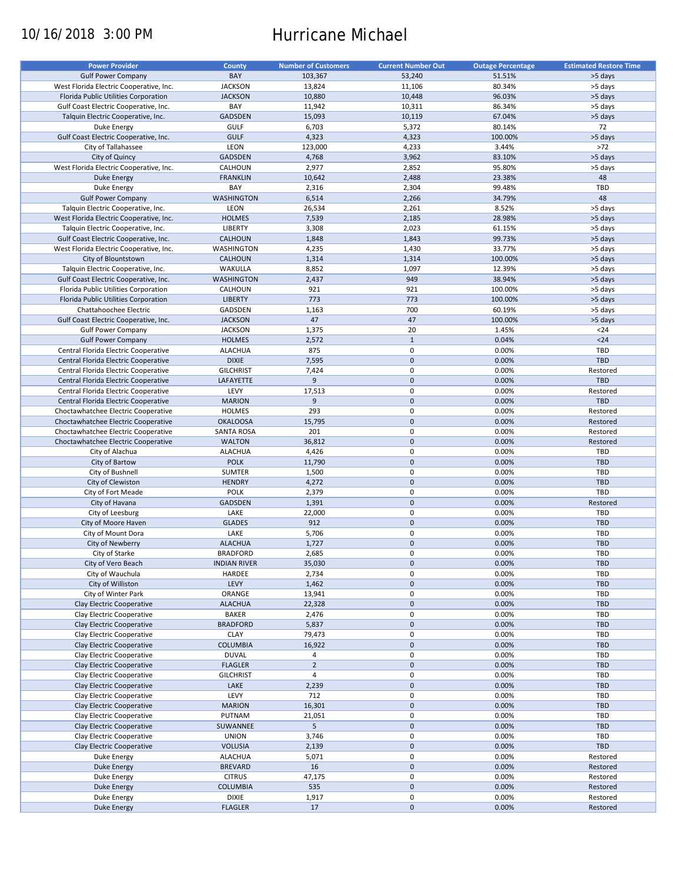10/16/2018 3:00 PM

# Hurricane Michael

| Power Provider | County | Number of Customers | Current Number Out | Outage Percentage | Estimated Restore Time |
|---|---|---|---|---|---|
| Gulf Power Company | BAY | 103,367 | 53,240 | 51.51% | >5 days |
| West Florida Electric Cooperative, Inc. | JACKSON | 13,824 | 11,106 | 80.34% | >5 days |
| Florida Public Utilities Corporation | JACKSON | 10,880 | 10,448 | 96.03% | >5 days |
| Gulf Coast Electric Cooperative, Inc. | BAY | 11,942 | 10,311 | 86.34% | >5 days |
| Talquin Electric Cooperative, Inc. | GADSDEN | 15,093 | 10,119 | 67.04% | >5 days |
| Duke Energy | GULF | 6,703 | 5,372 | 80.14% | 72 |
| Gulf Coast Electric Cooperative, Inc. | GULF | 4,323 | 4,323 | 100.00% | >5 days |
| City of Tallahassee | LEON | 123,000 | 4,233 | 3.44% | >72 |
| City of Quincy | GADSDEN | 4,768 | 3,962 | 83.10% | >5 days |
| West Florida Electric Cooperative, Inc. | CALHOUN | 2,977 | 2,852 | 95.80% | >5 days |
| Duke Energy | FRANKLIN | 10,642 | 2,488 | 23.38% | 48 |
| Duke Energy | BAY | 2,316 | 2,304 | 99.48% | TBD |
| Gulf Power Company | WASHINGTON | 6,514 | 2,266 | 34.79% | 48 |
| Talquin Electric Cooperative, Inc. | LEON | 26,534 | 2,261 | 8.52% | >5 days |
| West Florida Electric Cooperative, Inc. | HOLMES | 7,539 | 2,185 | 28.98% | >5 days |
| Talquin Electric Cooperative, Inc. | LIBERTY | 3,308 | 2,023 | 61.15% | >5 days |
| Gulf Coast Electric Cooperative, Inc. | CALHOUN | 1,848 | 1,843 | 99.73% | >5 days |
| West Florida Electric Cooperative, Inc. | WASHINGTON | 4,235 | 1,430 | 33.77% | >5 days |
| City of Blountstown | CALHOUN | 1,314 | 1,314 | 100.00% | >5 days |
| Talquin Electric Cooperative, Inc. | WAKULLA | 8,852 | 1,097 | 12.39% | >5 days |
| Gulf Coast Electric Cooperative, Inc. | WASHINGTON | 2,437 | 949 | 38.94% | >5 days |
| Florida Public Utilities Corporation | CALHOUN | 921 | 921 | 100.00% | >5 days |
| Florida Public Utilities Corporation | LIBERTY | 773 | 773 | 100.00% | >5 days |
| Chattahoochee Electric | GADSDEN | 1,163 | 700 | 60.19% | >5 days |
| Gulf Coast Electric Cooperative, Inc. | JACKSON | 47 | 47 | 100.00% | >5 days |
| Gulf Power Company | JACKSON | 1,375 | 20 | 1.45% | <24 |
| Gulf Power Company | HOLMES | 2,572 | 1 | 0.04% | <24 |
| Central Florida Electric Cooperative | ALACHUA | 875 | 0 | 0.00% | TBD |
| Central Florida Electric Cooperative | DIXIE | 7,595 | 0 | 0.00% | TBD |
| Central Florida Electric Cooperative | GILCHRIST | 7,424 | 0 | 0.00% | Restored |
| Central Florida Electric Cooperative | LAFAYETTE | 9 | 0 | 0.00% | TBD |
| Central Florida Electric Cooperative | LEVY | 17,513 | 0 | 0.00% | Restored |
| Central Florida Electric Cooperative | MARION | 9 | 0 | 0.00% | TBD |
| Choctawhatchee Electric Cooperative | HOLMES | 293 | 0 | 0.00% | Restored |
| Choctawhatchee Electric Cooperative | OKALOOSA | 15,795 | 0 | 0.00% | Restored |
| Choctawhatchee Electric Cooperative | SANTA ROSA | 201 | 0 | 0.00% | Restored |
| Choctawhatchee Electric Cooperative | WALTON | 36,812 | 0 | 0.00% | Restored |
| City of Alachua | ALACHUA | 4,426 | 0 | 0.00% | TBD |
| City of Bartow | POLK | 11,790 | 0 | 0.00% | TBD |
| City of Bushnell | SUMTER | 1,500 | 0 | 0.00% | TBD |
| City of Clewiston | HENDRY | 4,272 | 0 | 0.00% | TBD |
| City of Fort Meade | POLK | 2,379 | 0 | 0.00% | TBD |
| City of Havana | GADSDEN | 1,391 | 0 | 0.00% | Restored |
| City of Leesburg | LAKE | 22,000 | 0 | 0.00% | TBD |
| City of Moore Haven | GLADES | 912 | 0 | 0.00% | TBD |
| City of Mount Dora | LAKE | 5,706 | 0 | 0.00% | TBD |
| City of Newberry | ALACHUA | 1,727 | 0 | 0.00% | TBD |
| City of Starke | BRADFORD | 2,685 | 0 | 0.00% | TBD |
| City of Vero Beach | INDIAN RIVER | 35,030 | 0 | 0.00% | TBD |
| City of Wauchula | HARDEE | 2,734 | 0 | 0.00% | TBD |
| City of Williston | LEVY | 1,462 | 0 | 0.00% | TBD |
| City of Winter Park | ORANGE | 13,941 | 0 | 0.00% | TBD |
| Clay Electric Cooperative | ALACHUA | 22,328 | 0 | 0.00% | TBD |
| Clay Electric Cooperative | BAKER | 2,476 | 0 | 0.00% | TBD |
| Clay Electric Cooperative | BRADFORD | 5,837 | 0 | 0.00% | TBD |
| Clay Electric Cooperative | CLAY | 79,473 | 0 | 0.00% | TBD |
| Clay Electric Cooperative | COLUMBIA | 16,922 | 0 | 0.00% | TBD |
| Clay Electric Cooperative | DUVAL | 4 | 0 | 0.00% | TBD |
| Clay Electric Cooperative | FLAGLER | 2 | 0 | 0.00% | TBD |
| Clay Electric Cooperative | GILCHRIST | 4 | 0 | 0.00% | TBD |
| Clay Electric Cooperative | LAKE | 2,239 | 0 | 0.00% | TBD |
| Clay Electric Cooperative | LEVY | 712 | 0 | 0.00% | TBD |
| Clay Electric Cooperative | MARION | 16,301 | 0 | 0.00% | TBD |
| Clay Electric Cooperative | PUTNAM | 21,051 | 0 | 0.00% | TBD |
| Clay Electric Cooperative | SUWANNEE | 5 | 0 | 0.00% | TBD |
| Clay Electric Cooperative | UNION | 3,746 | 0 | 0.00% | TBD |
| Clay Electric Cooperative | VOLUSIA | 2,139 | 0 | 0.00% | TBD |
| Duke Energy | ALACHUA | 5,071 | 0 | 0.00% | Restored |
| Duke Energy | BREVARD | 16 | 0 | 0.00% | Restored |
| Duke Energy | CITRUS | 47,175 | 0 | 0.00% | Restored |
| Duke Energy | COLUMBIA | 535 | 0 | 0.00% | Restored |
| Duke Energy | DIXIE | 1,917 | 0 | 0.00% | Restored |
| Duke Energy | FLAGLER | 17 | 0 | 0.00% | Restored |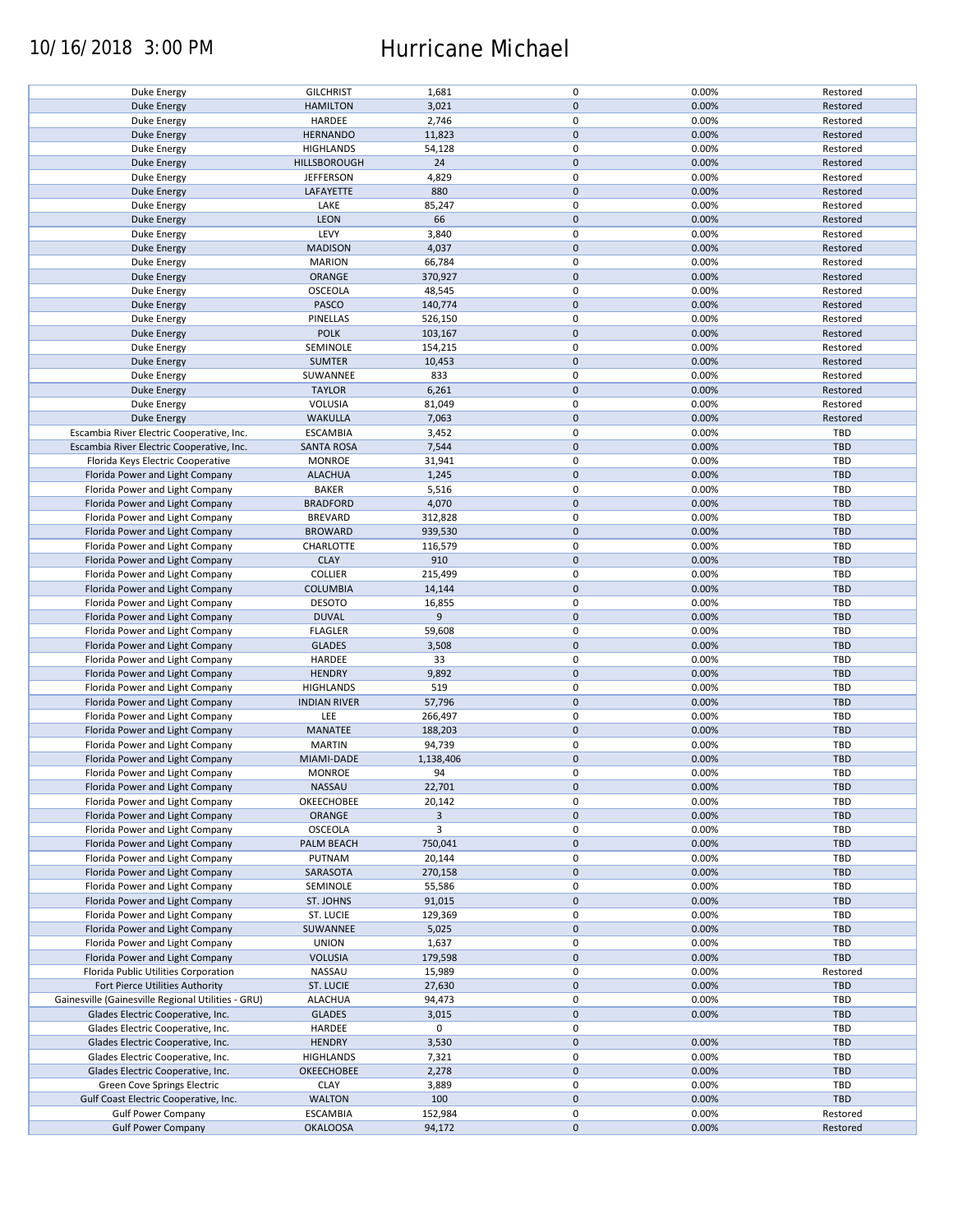10/16/2018 3:00 PM

# Hurricane Michael

| | | | | | |
|---|---|---|---|---|---|
| Duke Energy | GILCHRIST | 1,681 | 0 | 0.00% | Restored |
| Duke Energy | HAMILTON | 3,021 | 0 | 0.00% | Restored |
| Duke Energy | HARDEE | 2,746 | 0 | 0.00% | Restored |
| Duke Energy | HERNANDO | 11,823 | 0 | 0.00% | Restored |
| Duke Energy | HIGHLANDS | 54,128 | 0 | 0.00% | Restored |
| Duke Energy | HILLSBOROUGH | 24 | 0 | 0.00% | Restored |
| Duke Energy | JEFFERSON | 4,829 | 0 | 0.00% | Restored |
| Duke Energy | LAFAYETTE | 880 | 0 | 0.00% | Restored |
| Duke Energy | LAKE | 85,247 | 0 | 0.00% | Restored |
| Duke Energy | LEON | 66 | 0 | 0.00% | Restored |
| Duke Energy | LEVY | 3,840 | 0 | 0.00% | Restored |
| Duke Energy | MADISON | 4,037 | 0 | 0.00% | Restored |
| Duke Energy | MARION | 66,784 | 0 | 0.00% | Restored |
| Duke Energy | ORANGE | 370,927 | 0 | 0.00% | Restored |
| Duke Energy | OSCEOLA | 48,545 | 0 | 0.00% | Restored |
| Duke Energy | PASCO | 140,774 | 0 | 0.00% | Restored |
| Duke Energy | PINELLAS | 526,150 | 0 | 0.00% | Restored |
| Duke Energy | POLK | 103,167 | 0 | 0.00% | Restored |
| Duke Energy | SEMINOLE | 154,215 | 0 | 0.00% | Restored |
| Duke Energy | SUMTER | 10,453 | 0 | 0.00% | Restored |
| Duke Energy | SUWANNEE | 833 | 0 | 0.00% | Restored |
| Duke Energy | TAYLOR | 6,261 | 0 | 0.00% | Restored |
| Duke Energy | VOLUSIA | 81,049 | 0 | 0.00% | Restored |
| Duke Energy | WAKULLA | 7,063 | 0 | 0.00% | Restored |
| Escambia River Electric Cooperative, Inc. | ESCAMBIA | 3,452 | 0 | 0.00% | TBD |
| Escambia River Electric Cooperative, Inc. | SANTA ROSA | 7,544 | 0 | 0.00% | TBD |
| Florida Keys Electric Cooperative | MONROE | 31,941 | 0 | 0.00% | TBD |
| Florida Power and Light Company | ALACHUA | 1,245 | 0 | 0.00% | TBD |
| Florida Power and Light Company | BAKER | 5,516 | 0 | 0.00% | TBD |
| Florida Power and Light Company | BRADFORD | 4,070 | 0 | 0.00% | TBD |
| Florida Power and Light Company | BREVARD | 312,828 | 0 | 0.00% | TBD |
| Florida Power and Light Company | BROWARD | 939,530 | 0 | 0.00% | TBD |
| Florida Power and Light Company | CHARLOTTE | 116,579 | 0 | 0.00% | TBD |
| Florida Power and Light Company | CLAY | 910 | 0 | 0.00% | TBD |
| Florida Power and Light Company | COLLIER | 215,499 | 0 | 0.00% | TBD |
| Florida Power and Light Company | COLUMBIA | 14,144 | 0 | 0.00% | TBD |
| Florida Power and Light Company | DESOTO | 16,855 | 0 | 0.00% | TBD |
| Florida Power and Light Company | DUVAL | 9 | 0 | 0.00% | TBD |
| Florida Power and Light Company | FLAGLER | 59,608 | 0 | 0.00% | TBD |
| Florida Power and Light Company | GLADES | 3,508 | 0 | 0.00% | TBD |
| Florida Power and Light Company | HARDEE | 33 | 0 | 0.00% | TBD |
| Florida Power and Light Company | HENDRY | 9,892 | 0 | 0.00% | TBD |
| Florida Power and Light Company | HIGHLANDS | 519 | 0 | 0.00% | TBD |
| Florida Power and Light Company | INDIAN RIVER | 57,796 | 0 | 0.00% | TBD |
| Florida Power and Light Company | LEE | 266,497 | 0 | 0.00% | TBD |
| Florida Power and Light Company | MANATEE | 188,203 | 0 | 0.00% | TBD |
| Florida Power and Light Company | MARTIN | 94,739 | 0 | 0.00% | TBD |
| Florida Power and Light Company | MIAMI-DADE | 1,138,406 | 0 | 0.00% | TBD |
| Florida Power and Light Company | MONROE | 94 | 0 | 0.00% | TBD |
| Florida Power and Light Company | NASSAU | 22,701 | 0 | 0.00% | TBD |
| Florida Power and Light Company | OKEECHOBEE | 20,142 | 0 | 0.00% | TBD |
| Florida Power and Light Company | ORANGE | 3 | 0 | 0.00% | TBD |
| Florida Power and Light Company | OSCEOLA | 3 | 0 | 0.00% | TBD |
| Florida Power and Light Company | PALM BEACH | 750,041 | 0 | 0.00% | TBD |
| Florida Power and Light Company | PUTNAM | 20,144 | 0 | 0.00% | TBD |
| Florida Power and Light Company | SARASOTA | 270,158 | 0 | 0.00% | TBD |
| Florida Power and Light Company | SEMINOLE | 55,586 | 0 | 0.00% | TBD |
| Florida Power and Light Company | ST. JOHNS | 91,015 | 0 | 0.00% | TBD |
| Florida Power and Light Company | ST. LUCIE | 129,369 | 0 | 0.00% | TBD |
| Florida Power and Light Company | SUWANNEE | 5,025 | 0 | 0.00% | TBD |
| Florida Power and Light Company | UNION | 1,637 | 0 | 0.00% | TBD |
| Florida Power and Light Company | VOLUSIA | 179,598 | 0 | 0.00% | TBD |
| Florida Public Utilities Corporation | NASSAU | 15,989 | 0 | 0.00% | Restored |
| Fort Pierce Utilities Authority | ST. LUCIE | 27,630 | 0 | 0.00% | TBD |
| Gainesville (Gainesville Regional Utilities - GRU) | ALACHUA | 94,473 | 0 | 0.00% | TBD |
| Glades Electric Cooperative, Inc. | GLADES | 3,015 | 0 | 0.00% | TBD |
| Glades Electric Cooperative, Inc. | HARDEE | 0 | 0 | | TBD |
| Glades Electric Cooperative, Inc. | HENDRY | 3,530 | 0 | 0.00% | TBD |
| Glades Electric Cooperative, Inc. | HIGHLANDS | 7,321 | 0 | 0.00% | TBD |
| Glades Electric Cooperative, Inc. | OKEECHOBEE | 2,278 | 0 | 0.00% | TBD |
| Green Cove Springs Electric | CLAY | 3,889 | 0 | 0.00% | TBD |
| Gulf Coast Electric Cooperative, Inc. | WALTON | 100 | 0 | 0.00% | TBD |
| Gulf Power Company | ESCAMBIA | 152,984 | 0 | 0.00% | Restored |
| Gulf Power Company | OKALOOSA | 94,172 | 0 | 0.00% | Restored |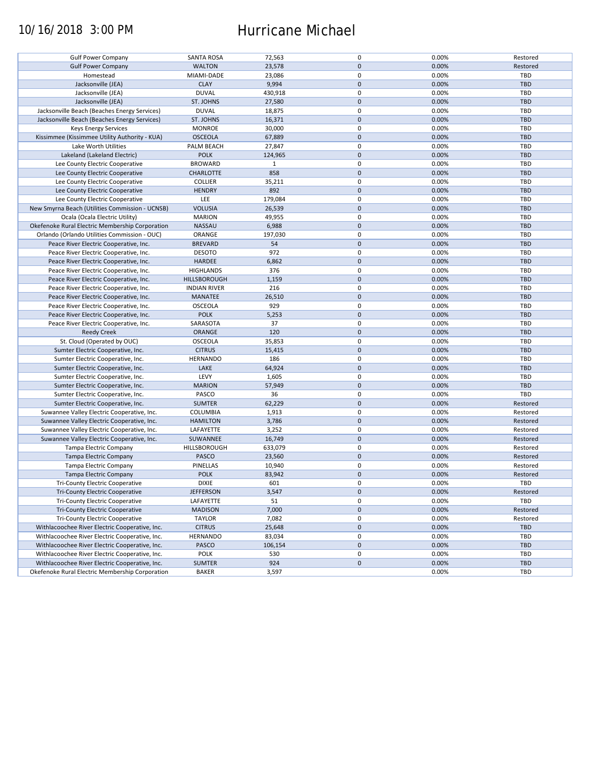10/16/2018 3:00 PM

# Hurricane Michael

| | | | | | |
|---|---|---|---|---|---|
| Gulf Power Company | SANTA ROSA | 72,563 | 0 | 0.00% | Restored |
| Gulf Power Company | WALTON | 23,578 | 0 | 0.00% | Restored |
| Homestead | MIAMI-DADE | 23,086 | 0 | 0.00% | TBD |
| Jacksonville (JEA) | CLAY | 9,994 | 0 | 0.00% | TBD |
| Jacksonville (JEA) | DUVAL | 430,918 | 0 | 0.00% | TBD |
| Jacksonville (JEA) | ST. JOHNS | 27,580 | 0 | 0.00% | TBD |
| Jacksonville Beach (Beaches Energy Services) | DUVAL | 18,875 | 0 | 0.00% | TBD |
| Jacksonville Beach (Beaches Energy Services) | ST. JOHNS | 16,371 | 0 | 0.00% | TBD |
| Keys Energy Services | MONROE | 30,000 | 0 | 0.00% | TBD |
| Kissimmee (Kissimmee Utility Authority - KUA) | OSCEOLA | 67,889 | 0 | 0.00% | TBD |
| Lake Worth Utilities | PALM BEACH | 27,847 | 0 | 0.00% | TBD |
| Lakeland (Lakeland Electric) | POLK | 124,965 | 0 | 0.00% | TBD |
| Lee County Electric Cooperative | BROWARD | 1 | 0 | 0.00% | TBD |
| Lee County Electric Cooperative | CHARLOTTE | 858 | 0 | 0.00% | TBD |
| Lee County Electric Cooperative | COLLIER | 35,211 | 0 | 0.00% | TBD |
| Lee County Electric Cooperative | HENDRY | 892 | 0 | 0.00% | TBD |
| Lee County Electric Cooperative | LEE | 179,084 | 0 | 0.00% | TBD |
| New Smyrna Beach (Utilities Commission - UCNSB) | VOLUSIA | 26,539 | 0 | 0.00% | TBD |
| Ocala (Ocala Electric Utility) | MARION | 49,955 | 0 | 0.00% | TBD |
| Okefenoke Rural Electric Membership Corporation | NASSAU | 6,988 | 0 | 0.00% | TBD |
| Orlando (Orlando Utilities Commission - OUC) | ORANGE | 197,030 | 0 | 0.00% | TBD |
| Peace River Electric Cooperative, Inc. | BREVARD | 54 | 0 | 0.00% | TBD |
| Peace River Electric Cooperative, Inc. | DESOTO | 972 | 0 | 0.00% | TBD |
| Peace River Electric Cooperative, Inc. | HARDEE | 6,862 | 0 | 0.00% | TBD |
| Peace River Electric Cooperative, Inc. | HIGHLANDS | 376 | 0 | 0.00% | TBD |
| Peace River Electric Cooperative, Inc. | HILLSBOROUGH | 1,159 | 0 | 0.00% | TBD |
| Peace River Electric Cooperative, Inc. | INDIAN RIVER | 216 | 0 | 0.00% | TBD |
| Peace River Electric Cooperative, Inc. | MANATEE | 26,510 | 0 | 0.00% | TBD |
| Peace River Electric Cooperative, Inc. | OSCEOLA | 929 | 0 | 0.00% | TBD |
| Peace River Electric Cooperative, Inc. | POLK | 5,253 | 0 | 0.00% | TBD |
| Peace River Electric Cooperative, Inc. | SARASOTA | 37 | 0 | 0.00% | TBD |
| Reedy Creek | ORANGE | 120 | 0 | 0.00% | TBD |
| St. Cloud (Operated by OUC) | OSCEOLA | 35,853 | 0 | 0.00% | TBD |
| Sumter Electric Cooperative, Inc. | CITRUS | 15,415 | 0 | 0.00% | TBD |
| Sumter Electric Cooperative, Inc. | HERNANDO | 186 | 0 | 0.00% | TBD |
| Sumter Electric Cooperative, Inc. | LAKE | 64,924 | 0 | 0.00% | TBD |
| Sumter Electric Cooperative, Inc. | LEVY | 1,605 | 0 | 0.00% | TBD |
| Sumter Electric Cooperative, Inc. | MARION | 57,949 | 0 | 0.00% | TBD |
| Sumter Electric Cooperative, Inc. | PASCO | 36 | 0 | 0.00% | TBD |
| Sumter Electric Cooperative, Inc. | SUMTER | 62,229 | 0 | 0.00% | Restored |
| Suwannee Valley Electric Cooperative, Inc. | COLUMBIA | 1,913 | 0 | 0.00% | Restored |
| Suwannee Valley Electric Cooperative, Inc. | HAMILTON | 3,786 | 0 | 0.00% | Restored |
| Suwannee Valley Electric Cooperative, Inc. | LAFAYETTE | 3,252 | 0 | 0.00% | Restored |
| Suwannee Valley Electric Cooperative, Inc. | SUWANNEE | 16,749 | 0 | 0.00% | Restored |
| Tampa Electric Company | HILLSBOROUGH | 633,079 | 0 | 0.00% | Restored |
| Tampa Electric Company | PASCO | 23,560 | 0 | 0.00% | Restored |
| Tampa Electric Company | PINELLAS | 10,940 | 0 | 0.00% | Restored |
| Tampa Electric Company | POLK | 83,942 | 0 | 0.00% | Restored |
| Tri-County Electric Cooperative | DIXIE | 601 | 0 | 0.00% | TBD |
| Tri-County Electric Cooperative | JEFFERSON | 3,547 | 0 | 0.00% | Restored |
| Tri-County Electric Cooperative | LAFAYETTE | 51 | 0 | 0.00% | TBD |
| Tri-County Electric Cooperative | MADISON | 7,000 | 0 | 0.00% | Restored |
| Tri-County Electric Cooperative | TAYLOR | 7,082 | 0 | 0.00% | Restored |
| Withlacoochee River Electric Cooperative, Inc. | CITRUS | 25,648 | 0 | 0.00% | TBD |
| Withlacoochee River Electric Cooperative, Inc. | HERNANDO | 83,034 | 0 | 0.00% | TBD |
| Withlacoochee River Electric Cooperative, Inc. | PASCO | 106,154 | 0 | 0.00% | TBD |
| Withlacoochee River Electric Cooperative, Inc. | POLK | 530 | 0 | 0.00% | TBD |
| Withlacoochee River Electric Cooperative, Inc. | SUMTER | 924 | 0 | 0.00% | TBD |
| Okefenoke Rural Electric Membership Corporation | BAKER | 3,597 | | 0.00% | TBD |